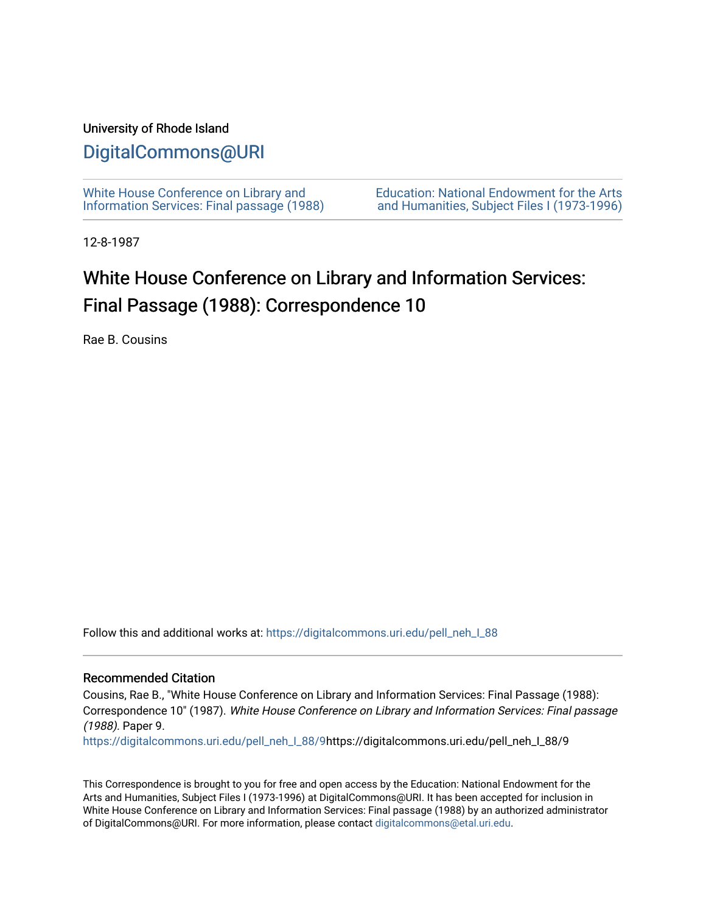University of Rhode Island

# DigitalCommons@URI

White House Conference on Library and Information Services: Final passage (1988)

Education: National Endowment for the Arts and Humanities, Subject Files I (1973-1996)

12-8-1987

## White House Conference on Library and Information Services: Final Passage (1988): Correspondence 10

Rae B. Cousins

Follow this and additional works at: https://digitalcommons.uri.edu/pell_neh_I_88

### Recommended Citation

Cousins, Rae B., "White House Conference on Library and Information Services: Final Passage (1988): Correspondence 10" (1987). *White House Conference on Library and Information Services: Final passage (1988)*. Paper 9.
https://digitalcommons.uri.edu/pell_neh_I_88/9https://digitalcommons.uri.edu/pell_neh_I_88/9

This Correspondence is brought to you for free and open access by the Education: National Endowment for the Arts and Humanities, Subject Files I (1973-1996) at DigitalCommons@URI. It has been accepted for inclusion in White House Conference on Library and Information Services: Final passage (1988) by an authorized administrator of DigitalCommons@URI. For more information, please contact digitalcommons@etal.uri.edu.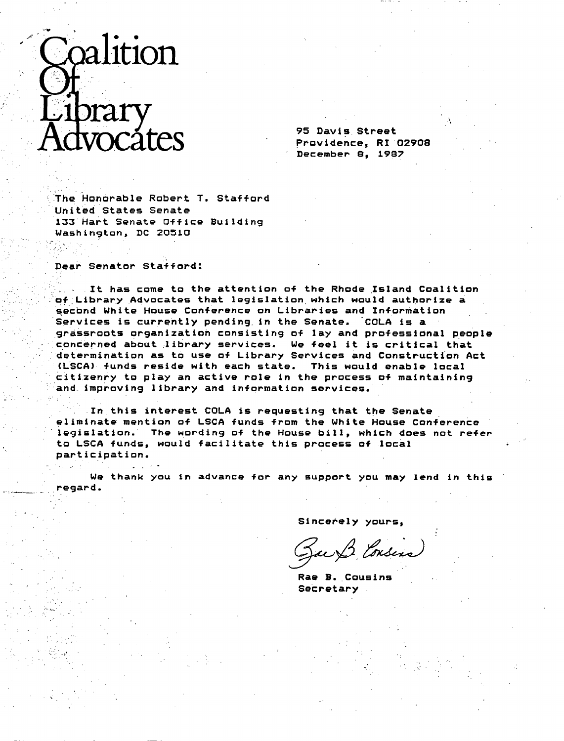# Coalition Of Library Advocates

95 Davis Street
Providence, RI 02908
December 8, 1987

The Honorable Robert T. Stafford
United States Senate
133 Hart Senate Office Building
Washington, DC 20510

Dear Senator Stafford:

It has come to the attention of the Rhode Island Coalition of Library Advocates that legislation which would authorize a second White House Conference on Libraries and Information Services is currently pending in the Senate. COLA is a grassroots organization consisting of lay and professional people concerned about library services. We feel it is critical that determination as to use of Library Services and Construction Act (LSCA) funds reside with each state. This would enable local citizenry to play an active role in the process of maintaining and improving library and information services.

In this interest COLA is requesting that the Senate eliminate mention of LSCA funds from the White House Conference legislation. The wording of the House bill, which does not refer to LSCA funds, would facilitate this process of local participation.

We thank you in advance for any support you may lend in this regard.

Sincerely yours,

Rae B. Cousins

Rae B. Cousins
Secretary